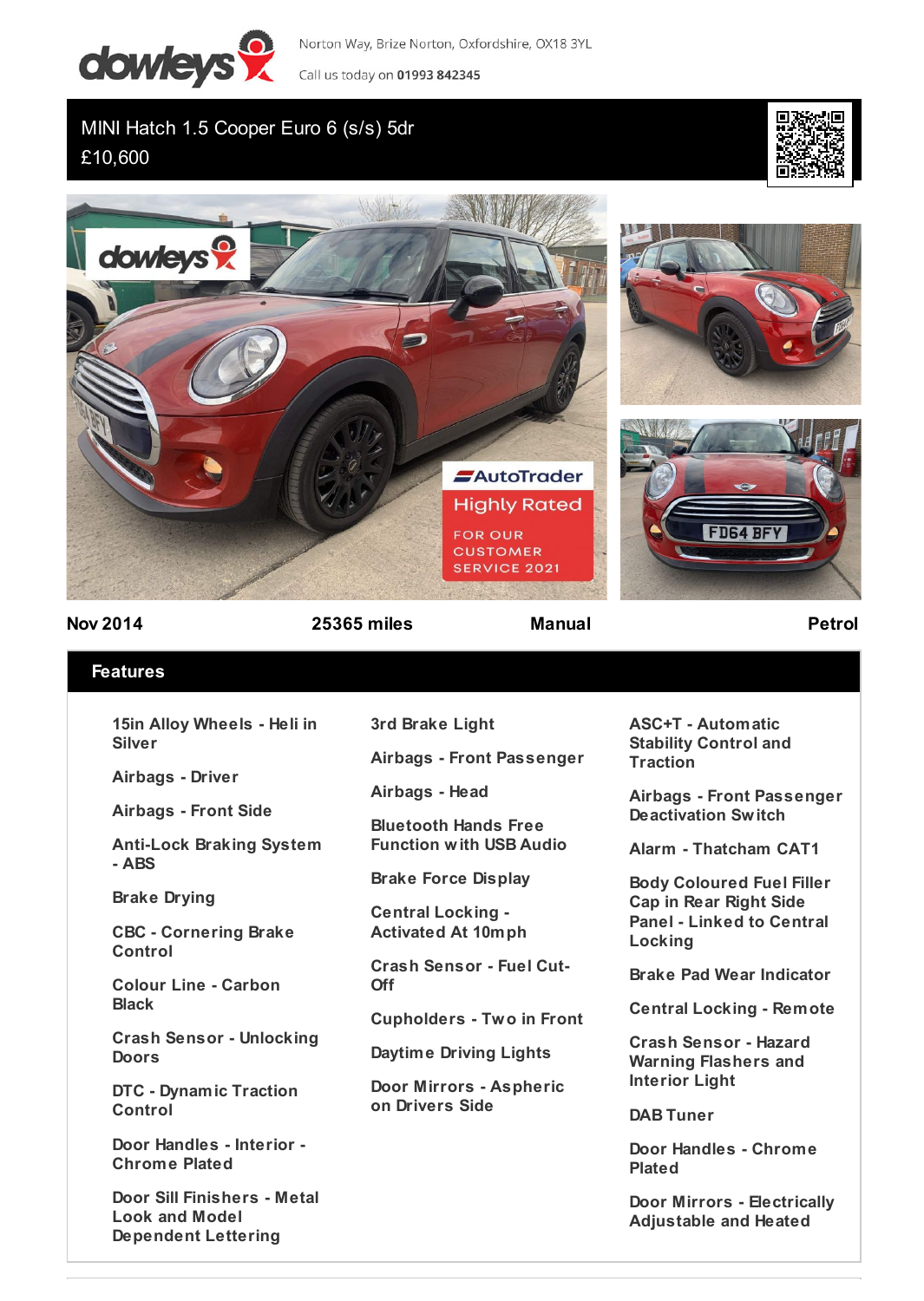dowleys

Norton Way, Brize Norton, Oxfordshire, OX18 3YL

Call us today on **01993 842345**

# MINI Hatch 1.5 Cooper Euro 6 (s/s) 5dr

£10,600

| Nov 2014 | 25365 miles | Manual | Petrol |
|---|---|---|---|

## Features

- 15in Alloy Wheels - Heli in Silver
- Airbags - Driver
- Airbags - Front Side
- Anti-Lock Braking System - ABS
- Brake Drying
- CBC - Cornering Brake Control
- Colour Line - Carbon Black
- Crash Sensor - Unlocking Doors
- DTC - Dynamic Traction Control
- Door Handles - Interior - Chrome Plated
- Door Sill Finishers - Metal Look and Model Dependent Lettering
- 3rd Brake Light
- Airbags - Front Passenger
- Airbags - Head
- Bluetooth Hands Free Function with USB Audio
- Brake Force Display
- Central Locking - Activated At 10mph
- Crash Sensor - Fuel Cut-Off
- Cupholders - Two in Front
- Daytime Driving Lights
- Door Mirrors - Aspheric on Drivers Side
- ASC+T - Automatic Stability Control and Traction
- Airbags - Front Passenger Deactivation Switch
- Alarm - Thatcham CAT1
- Body Coloured Fuel Filler Cap in Rear Right Side Panel - Linked to Central Locking
- Brake Pad Wear Indicator
- Central Locking - Remote
- Crash Sensor - Hazard Warning Flashers and Interior Light
- DAB Tuner
- Door Handles - Chrome Plated
- Door Mirrors - Electrically Adjustable and Heated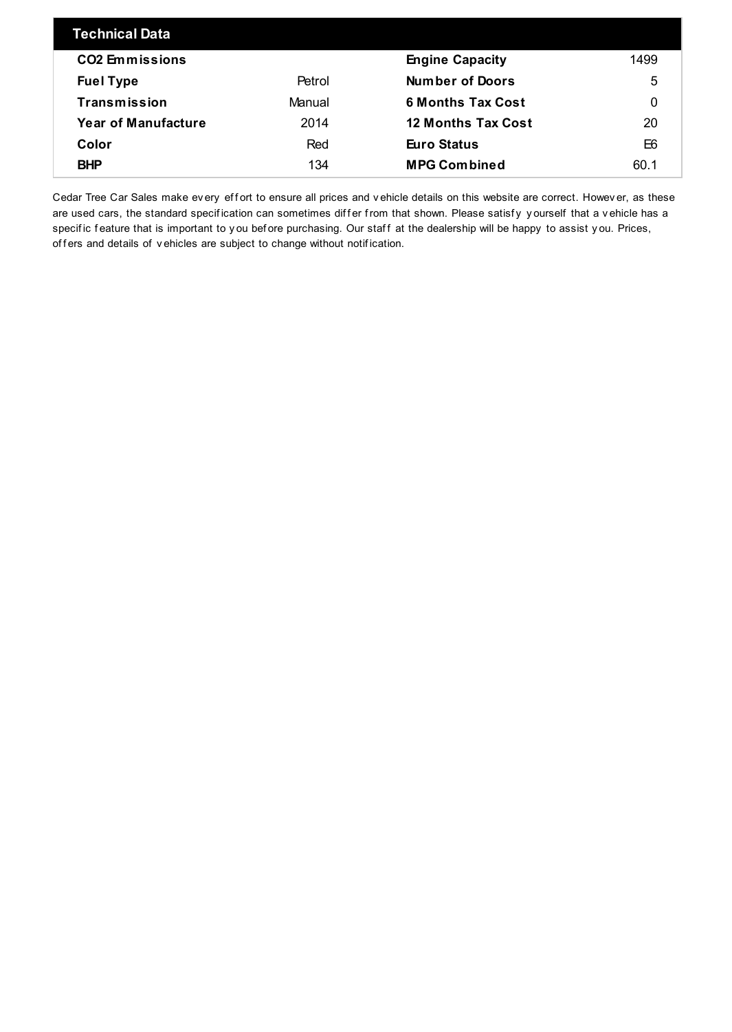## Technical Data

| | | | |
|---|---|---|---|
| **$CO_2$ Emmissions** | | **Engine Capacity** | 1499 |
| **Fuel Type** | Petrol | **Number of Doors** | 5 |
| **Transmission** | Manual | **6 Months Tax Cost** | 0 |
| **Year of Manufacture** | 2014 | **12 Months Tax Cost** | 20 |
| **Color** | Red | **Euro Status** | E6 |
| **BHP** | 134 | **MPG Combined** | 60.1 |

Cedar Tree Car Sales make every effort to ensure all prices and vehicle details on this website are correct. However, as these are used cars, the standard specification can sometimes differ from that shown. Please satisfy yourself that a vehicle has a specific feature that is important to you before purchasing. Our staff at the dealership will be happy to assist you. Prices, offers and details of vehicles are subject to change without notification.